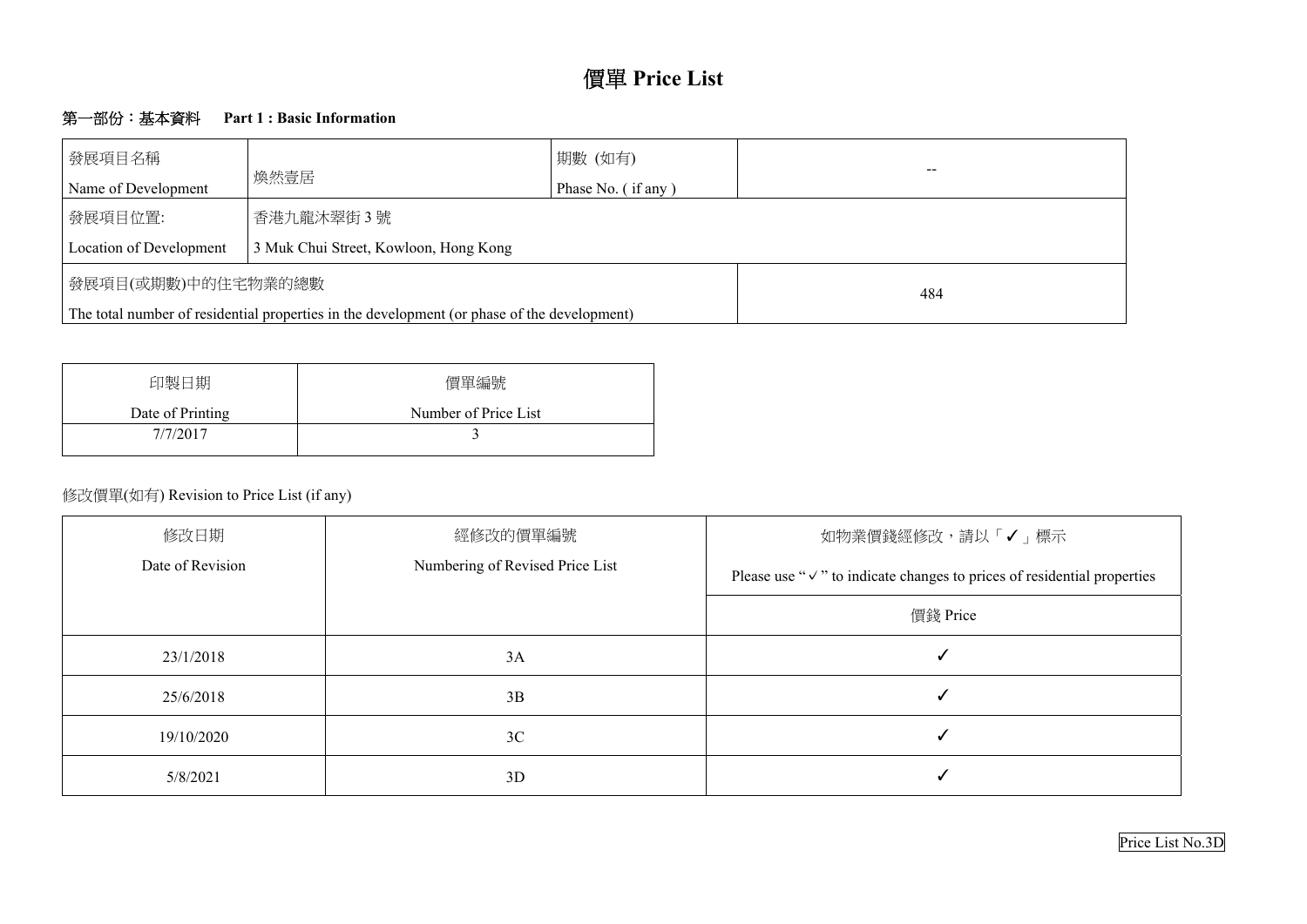# 價單 Price List

## 第一部份：基本資料　Part 1 : Basic Information

| | | | |
|---|---|---|---|
| 發展項目名稱<br>Name of Development | 煥然壹居 | 期數 (如有)<br>Phase No. ( if any ) | -- |
| 發展項目位置:<br>Location of Development | 香港九龍沐翠街 3 號<br>3 Muk Chui Street, Kowloon, Hong Kong | | |
| 發展項目(或期數)中的住宅物業的總數<br>The total number of residential properties in the development (or phase of the development) | | | 484 |

| 印製日期<br>Date of Printing | 價單編號<br>Number of Price List |
|---|---|
| 7/7/2017 | 3 |

修改價單(如有) Revision to Price List (if any)

| 修改日期<br>Date of Revision | 經修改的價單編號<br>Numbering of Revised Price List | 如物業價錢經修改，請以「✓」標示<br>Please use "✓" to indicate changes to prices of residential properties |
|---|---|---|
| | | 價錢 Price |
| 23/1/2018 | 3A | ✓ |
| 25/6/2018 | 3B | ✓ |
| 19/10/2020 | 3C | ✓ |
| 5/8/2021 | 3D | ✓ |

Price List No.3D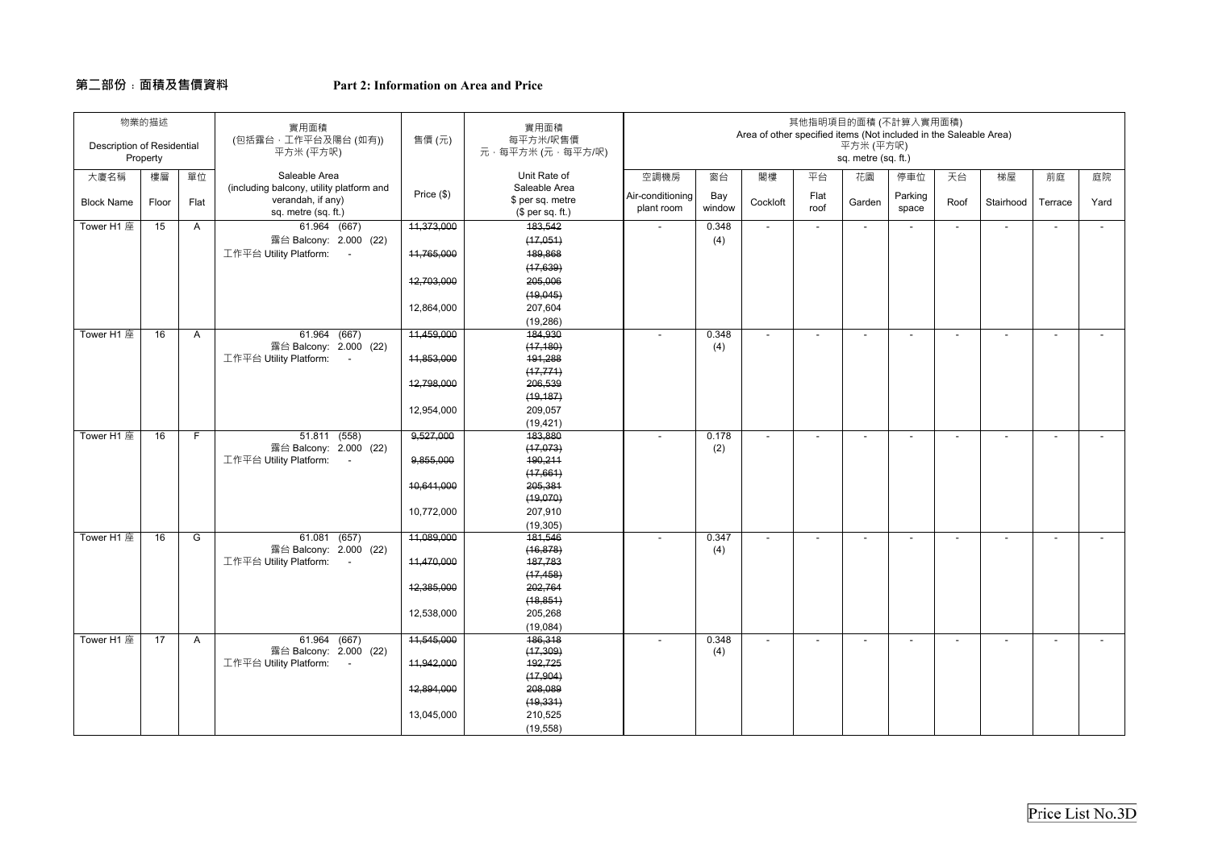## 第二部份：面積及售價資料　　Part 2: Information on Area and Price

| 物業的描述 Description of Residential Property | | | 實用面積 (包括露台．工作平台及陽台 (如有)) 平方米 (平方呎) | 售價 (元) | 實用面積 每平方米/呎售價 元．每平方米 (元．每平方/呎) | 其他指明項目的面積 (不計算入實用面積) Area of other specified items (Not included in the Saleable Area) 平方米 (平方呎) sq. metre (sq. ft.) | | | | | | | | | |
|---|---|---|---|---|---|---|---|---|---|---|---|---|---|---|---|
| 大廈名稱 Block Name | 樓層 Floor | 單位 Flat | Saleable Area (including balcony, utility platform and verandah, if any) sq. metre (sq. ft.) | Price ($) | Unit Rate of Saleable Area $ per sq. metre ($ per sq. ft.) | 空調機房 Air-conditioning plant room | 窗台 Bay window | 閣樓 Cockloft | 平台 Flat roof | 花園 Garden | 停車位 Parking space | 天台 Roof | 梯屋 Stairhood | 前庭 Terrace | 庭院 Yard |
| Tower H1 座 | 15 | A | 61.964 (667)<br>露台 Balcony: 2.000 (22)<br>工作平台 Utility Platform: - | ~~11,373,000~~<br>~~11,765,000~~<br>~~12,703,000~~<br>12,864,000 | ~~183,542 (17,051)~~<br>~~189,868 (17,639)~~<br>~~205,006 (19,045)~~<br>207,604 (19,286) | - | 0.348 (4) | - | - | - | - | - | - | - | - |
| Tower H1 座 | 16 | A | 61.964 (667)<br>露台 Balcony: 2.000 (22)<br>工作平台 Utility Platform: - | ~~11,459,000~~<br>~~11,853,000~~<br>~~12,798,000~~<br>12,954,000 | ~~184,930 (17,180)~~<br>~~191,288 (17,771)~~<br>~~206,539 (19,187)~~<br>209,057 (19,421) | - | 0.348 (4) | - | - | - | - | - | - | - | - |
| Tower H1 座 | 16 | F | 51.811 (558)<br>露台 Balcony: 2.000 (22)<br>工作平台 Utility Platform: - | ~~9,527,000~~<br>~~9,855,000~~<br>~~10,641,000~~<br>10,772,000 | ~~183,880 (17,073)~~<br>~~190,211 (17,661)~~<br>~~205,381 (19,070)~~<br>207,910 (19,305) | - | 0.178 (2) | - | - | - | - | - | - | - | - |
| Tower H1 座 | 16 | G | 61.081 (657)<br>露台 Balcony: 2.000 (22)<br>工作平台 Utility Platform: - | ~~11,089,000~~<br>~~11,470,000~~<br>~~12,385,000~~<br>12,538,000 | ~~181,546 (16,878)~~<br>~~187,783 (17,458)~~<br>~~202,764 (18,851)~~<br>205,268 (19,084) | - | 0.347 (4) | - | - | - | - | - | - | - | - |
| Tower H1 座 | 17 | A | 61.964 (667)<br>露台 Balcony: 2.000 (22)<br>工作平台 Utility Platform: - | ~~11,545,000~~<br>~~11,942,000~~<br>~~12,894,000~~<br>13,045,000 | ~~186,318 (17,309)~~<br>~~192,725 (17,904)~~<br>~~208,089 (19,331)~~<br>210,525 (19,558) | - | 0.348 (4) | - | - | - | - | - | - | - | - |

Price List No.3D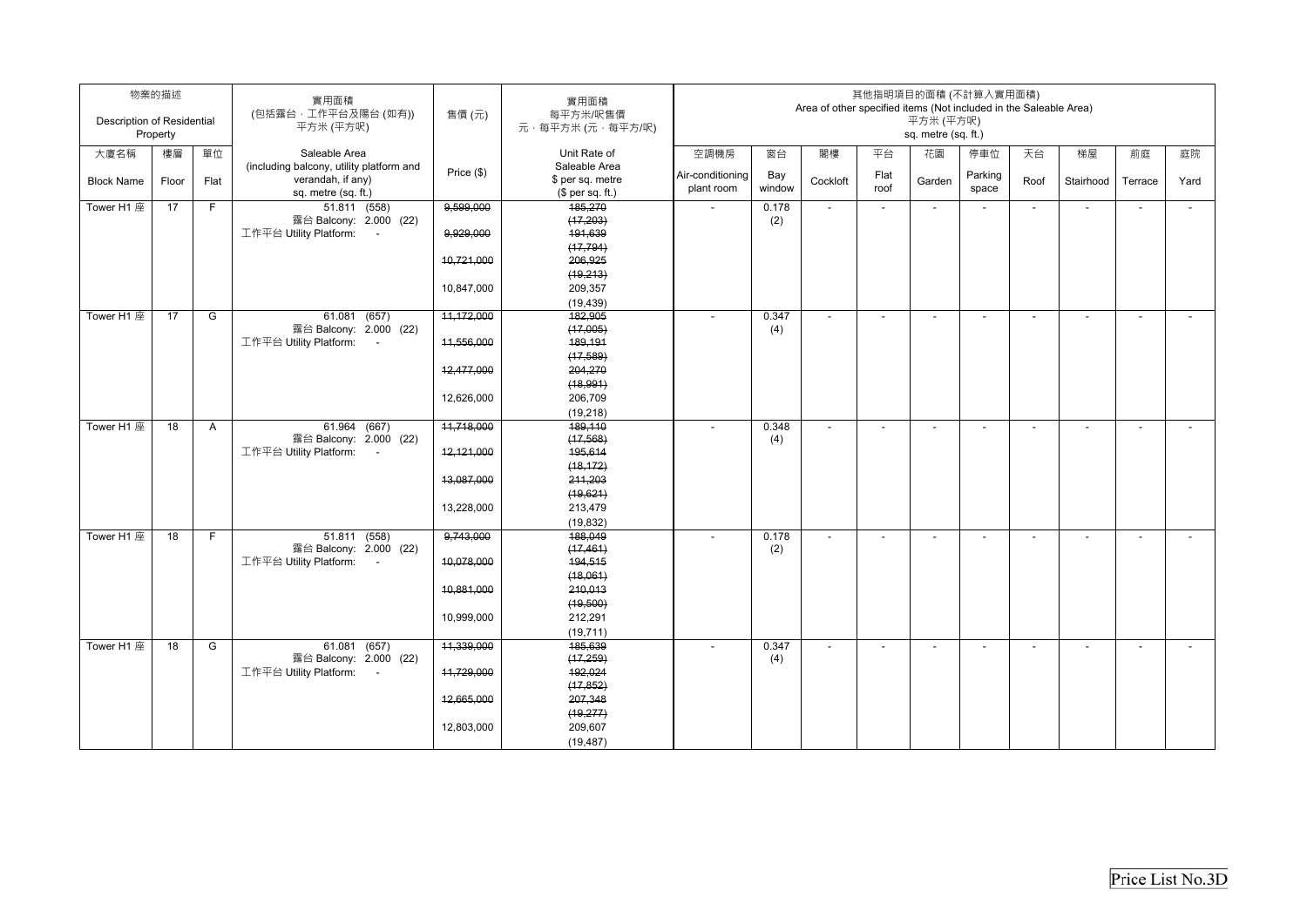| 物業的描述 Description of Residential Property | | | 實用面積 (包括露台，工作平台及陽台 (如有)) 平方米 (平方呎) | 售價 (元) | 實用面積 每平方米/呎售價 元，每平方米 (元，每平方/呎) | 其他指明項目的面積 (不計算入實用面積) Area of other specified items (Not included in the Saleable Area) 平方米 (平方呎) sq. metre (sq. ft.) | | | | | | | | | |
|---|---|---|---|---|---|---|---|---|---|---|---|---|---|---|---|
| 大廈名稱 Block Name | 樓層 Floor | 單位 Flat | Saleable Area (including balcony, utility platform and verandah, if any) sq. metre (sq. ft.) | Price ($) | Unit Rate of Saleable Area $ per sq. metre ($ per sq. ft.) | 空調機房 Air-conditioning plant room | 窗台 Bay window | 閣樓 Cockloft | 平台 Flat roof | 花園 Garden | 停車位 Parking space | 天台 Roof | 梯屋 Stairhood | 前庭 Terrace | 庭院 Yard |
| Tower H1 座 | 17 | F | 51.811 (558) 露台 Balcony: 2.000 (22) 工作平台 Utility Platform: - | ~~9,599,000~~ ~~9,929,000~~ ~~10,721,000~~ 10,847,000 | ~~185,270 (17,203)~~ ~~191,639 (17,794)~~ ~~206,925 (19,213)~~ 209,357 (19,439) | - | 0.178 (2) | - | - | - | - | - | - | - | - |
| Tower H1 座 | 17 | G | 61.081 (657) 露台 Balcony: 2.000 (22) 工作平台 Utility Platform: - | ~~11,172,000~~ ~~11,556,000~~ ~~12,477,000~~ 12,626,000 | ~~182,905 (17,005)~~ ~~189,191 (17,589)~~ ~~204,270 (18,991)~~ 206,709 (19,218) | - | 0.347 (4) | - | - | - | - | - | - | - | - |
| Tower H1 座 | 18 | A | 61.964 (667) 露台 Balcony: 2.000 (22) 工作平台 Utility Platform: - | ~~11,718,000~~ ~~12,121,000~~ ~~13,087,000~~ 13,228,000 | ~~189,110 (17,568)~~ ~~195,614 (18,172)~~ ~~211,203 (19,621)~~ 213,479 (19,832) | - | 0.348 (4) | - | - | - | - | - | - | - | - |
| Tower H1 座 | 18 | F | 51.811 (558) 露台 Balcony: 2.000 (22) 工作平台 Utility Platform: - | ~~9,743,000~~ ~~10,078,000~~ ~~10,881,000~~ 10,999,000 | ~~188,049 (17,461)~~ ~~194,515 (18,061)~~ ~~210,013 (19,500)~~ 212,291 (19,711) | - | 0.178 (2) | - | - | - | - | - | - | - | - |
| Tower H1 座 | 18 | G | 61.081 (657) 露台 Balcony: 2.000 (22) 工作平台 Utility Platform: - | ~~11,339,000~~ ~~11,729,000~~ ~~12,665,000~~ 12,803,000 | ~~185,639 (17,259)~~ ~~192,024 (17,852)~~ ~~207,348 (19,277)~~ 209,607 (19,487) | - | 0.347 (4) | - | - | - | - | - | - | - | - |

Price List No.3D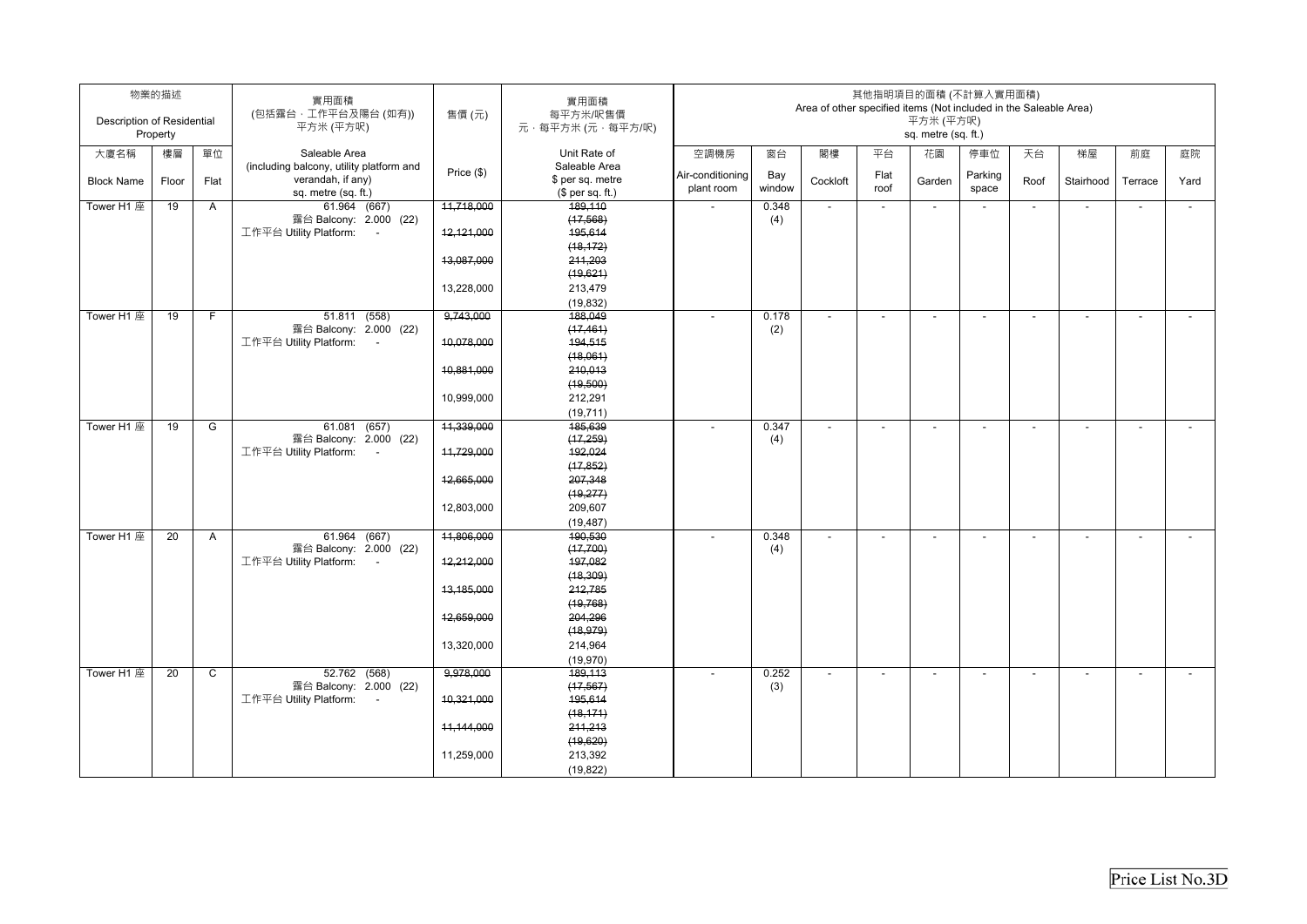| 物業的描述 Description of Residential Property | | | 實用面積 (包括露台，工作平台及陽台 (如有)) 平方米 (平方呎) | 售價 (元) | 實用面積 每平方米/呎售價 元，每平方米 (元，每平方/呎) | 其他指明項目的面積 (不計算入實用面積) Area of other specified items (Not included in the Saleable Area) 平方米 (平方呎) sq. metre (sq. ft.) | | | | | | | | | |
|---|---|---|---|---|---|---|---|---|---|---|---|---|---|---|---|
| 大廈名稱 Block Name | 樓層 Floor | 單位 Flat | Saleable Area (including balcony, utility platform and verandah, if any) sq. metre (sq. ft.) | Price ($) | Unit Rate of Saleable Area $ per sq. metre ($ per sq. ft.) | 空調機房 Air-conditioning plant room | 窗台 Bay window | 閣樓 Cockloft | 平台 Flat roof | 花園 Garden | 停車位 Parking space | 天台 Roof | 梯屋 Stairhood | 前庭 Terrace | 庭院 Yard |
| Tower H1 座 | 19 | A | 61.964 (667)<br>露台 Balcony: 2.000 (22)<br>工作平台 Utility Platform: - | ~~11,718,000~~<br>~~12,121,000~~<br>~~13,087,000~~<br>13,228,000 | ~~189,110~~<br>~~(17,568)~~<br>~~195,614~~<br>~~(18,172)~~<br>~~211,203~~<br>~~(19,621)~~<br>213,479<br>(19,832) | - | 0.348<br>(4) | - | - | - | - | - | - | - | - |
| Tower H1 座 | 19 | F | 51.811 (558)<br>露台 Balcony: 2.000 (22)<br>工作平台 Utility Platform: - | ~~9,743,000~~<br>~~10,078,000~~<br>~~10,881,000~~<br>10,999,000 | ~~188,049~~<br>~~(17,461)~~<br>~~194,515~~<br>~~(18,061)~~<br>~~210,013~~<br>~~(19,500)~~<br>212,291<br>(19,711) | - | 0.178<br>(2) | - | - | - | - | - | - | - | - |
| Tower H1 座 | 19 | G | 61.081 (657)<br>露台 Balcony: 2.000 (22)<br>工作平台 Utility Platform: - | ~~11,339,000~~<br>~~11,729,000~~<br>~~12,665,000~~<br>12,803,000 | ~~185,639~~<br>~~(17,259)~~<br>~~192,024~~<br>~~(17,852)~~<br>~~207,348~~<br>~~(19,277)~~<br>209,607<br>(19,487) | - | 0.347<br>(4) | - | - | - | - | - | - | - | - |
| Tower H1 座 | 20 | A | 61.964 (667)<br>露台 Balcony: 2.000 (22)<br>工作平台 Utility Platform: - | ~~11,806,000~~<br>~~12,212,000~~<br>~~13,185,000~~<br>~~12,659,000~~<br>13,320,000 | ~~190,530~~<br>~~(17,700)~~<br>~~197,082~~<br>~~(18,309)~~<br>~~212,785~~<br>~~(19,768)~~<br>~~204,296~~<br>~~(18,979)~~<br>214,964<br>(19,970) | - | 0.348<br>(4) | - | - | - | - | - | - | - | - |
| Tower H1 座 | 20 | C | 52.762 (568)<br>露台 Balcony: 2.000 (22)<br>工作平台 Utility Platform: - | ~~9,978,000~~<br>~~10,321,000~~<br>~~11,144,000~~<br>11,259,000 | ~~189,113~~<br>~~(17,567)~~<br>~~195,614~~<br>~~(18,171)~~<br>~~211,213~~<br>~~(19,620)~~<br>213,392<br>(19,822) | - | 0.252<br>(3) | - | - | - | - | - | - | - | - |

Price List No.3D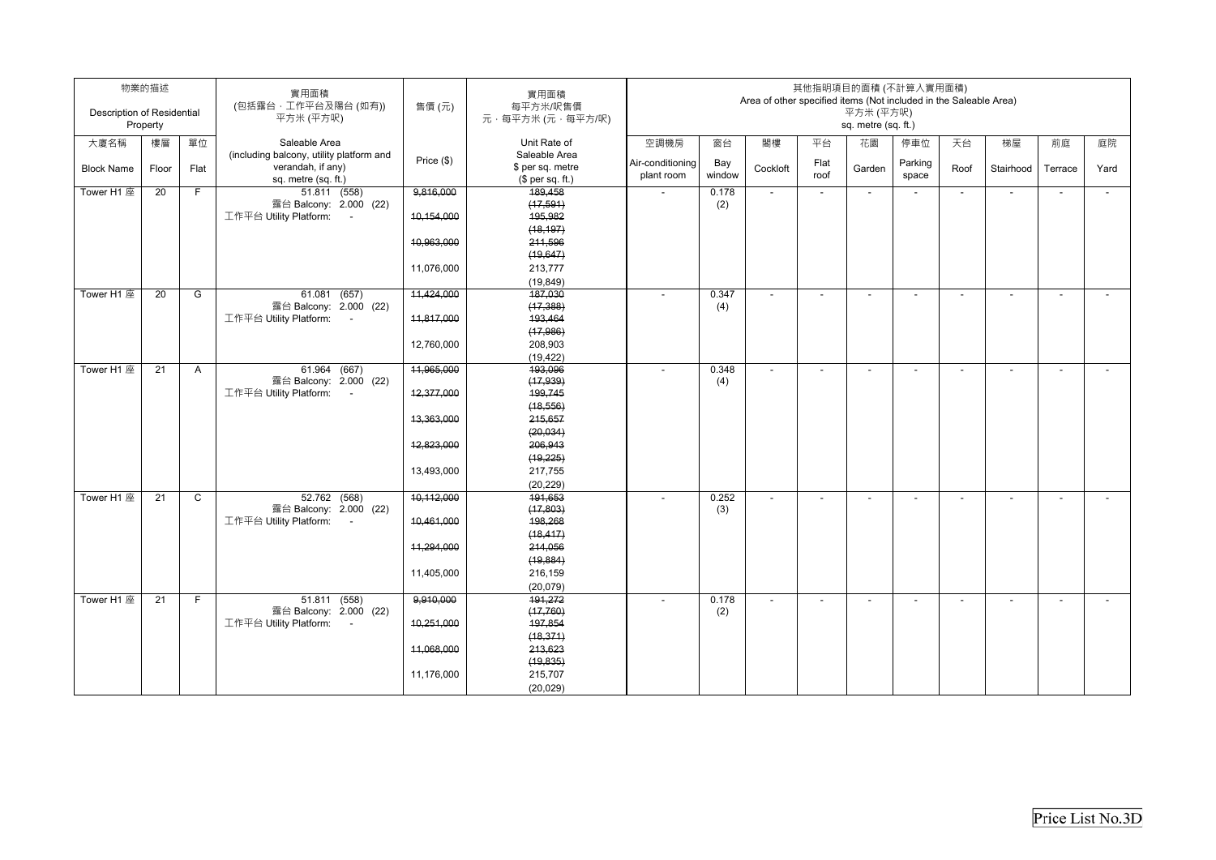| 物業的描述 Description of Residential Property | | | 實用面積 (包括露台，工作平台及陽台 (如有)) 平方米 (平方呎) | 售價 (元) | 實用面積 每平方米/呎售價 元，每平方米 (元，每平方/呎) | 其他指明項目的面積 (不計算入實用面積) Area of other specified items (Not included in the Saleable Area) 平方米 (平方呎) sq. metre (sq. ft.) | | | | | | | | | |
|---|---|---|---|---|---|---|---|---|---|---|---|---|---|---|---|
| 大廈名稱 Block Name | 樓層 Floor | 單位 Flat | Saleable Area (including balcony, utility platform and verandah, if any) sq. metre (sq. ft.) | Price ($) | Unit Rate of Saleable Area $ per sq. metre ($ per sq. ft.) | 空調機房 Air-conditioning plant room | 窗台 Bay window | 閣樓 Cockloft | 平台 Flat roof | 花園 Garden | 停車位 Parking space | 天台 Roof | 梯屋 Stairhood | 前庭 Terrace | 庭院 Yard |
| Tower H1 座 | 20 | F | 51.811 (558)<br>露台 Balcony: 2.000 (22)<br>工作平台 Utility Platform: - | ~~9,816,000~~<br>~~10,154,000~~<br>~~10,963,000~~<br>11,076,000 | ~~189,458 (17,591)~~<br>~~195,982 (18,197)~~<br>~~211,596 (19,647)~~<br>213,777 (19,849) | - | 0.178 (2) | - | - | - | - | - | - | - | - |
| Tower H1 座 | 20 | G | 61.081 (657)<br>露台 Balcony: 2.000 (22)<br>工作平台 Utility Platform: - | ~~11,424,000~~<br>~~11,817,000~~<br>12,760,000 | ~~187,030 (17,388)~~<br>~~193,464 (17,986)~~<br>208,903 (19,422) | - | 0.347 (4) | - | - | - | - | - | - | - | - |
| Tower H1 座 | 21 | A | 61.964 (667)<br>露台 Balcony: 2.000 (22)<br>工作平台 Utility Platform: - | ~~11,965,000~~<br>~~12,377,000~~<br>~~13,363,000~~<br>~~12,823,000~~<br>13,493,000 | ~~193,096 (17,939)~~<br>~~199,745 (18,556)~~<br>~~215,657 (20,034)~~<br>~~206,943 (19,225)~~<br>217,755 (20,229) | - | 0.348 (4) | - | - | - | - | - | - | - | - |
| Tower H1 座 | 21 | C | 52.762 (568)<br>露台 Balcony: 2.000 (22)<br>工作平台 Utility Platform: - | ~~10,112,000~~<br>~~10,461,000~~<br>~~11,294,000~~<br>11,405,000 | ~~191,653 (17,803)~~<br>~~198,268 (18,417)~~<br>~~214,056 (19,884)~~<br>216,159 (20,079) | - | 0.252 (3) | - | - | - | - | - | - | - | - |
| Tower H1 座 | 21 | F | 51.811 (558)<br>露台 Balcony: 2.000 (22)<br>工作平台 Utility Platform: - | ~~9,910,000~~<br>~~10,251,000~~<br>~~11,068,000~~<br>11,176,000 | ~~191,272 (17,760)~~<br>~~197,854 (18,371)~~<br>~~213,623 (19,835)~~<br>215,707 (20,029) | - | 0.178 (2) | - | - | - | - | - | - | - | - |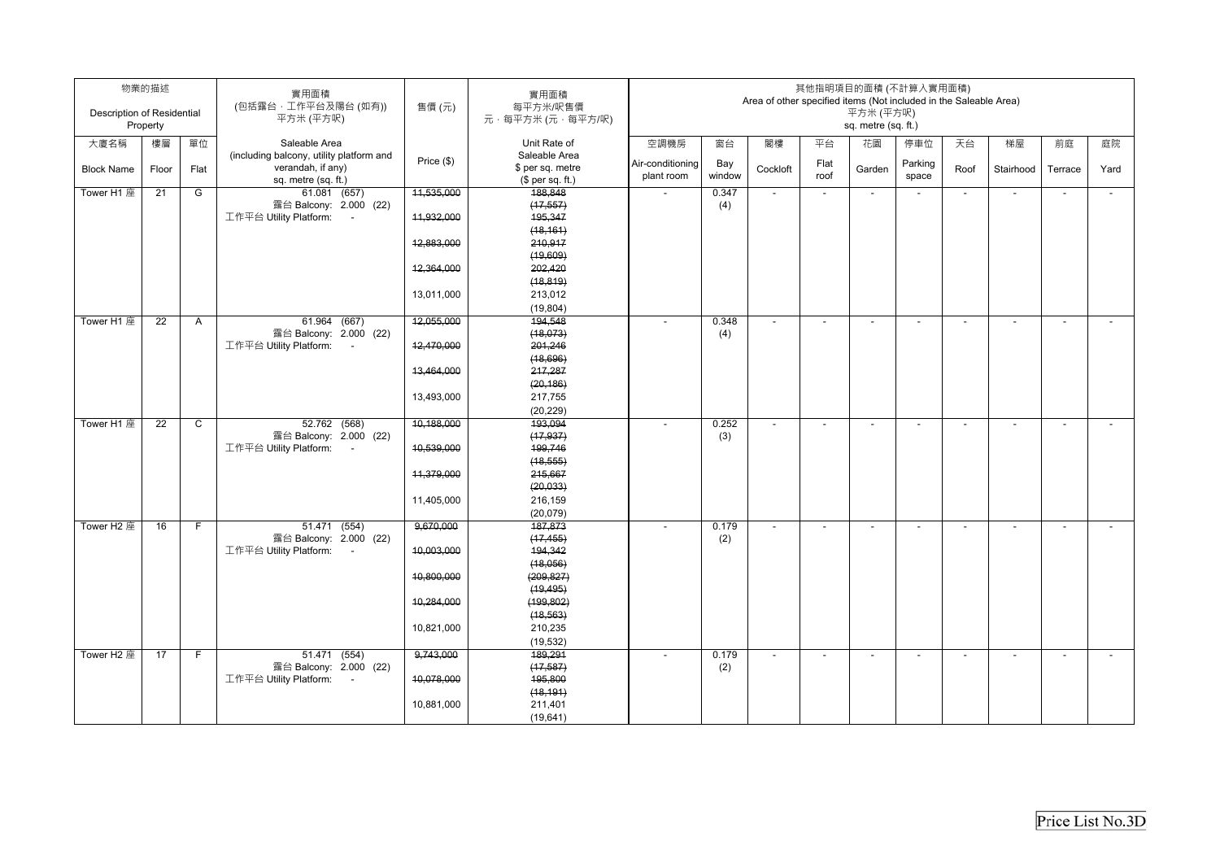| 物業的描述 Description of Residential Property | | | 實用面積 (包括露台，工作平台及陽台 (如有)) 平方米 (平方呎) | 售價 (元) | 實用面積 每平方米/呎售價 元，每平方米 (元，每平方/呎) | 其他指明項目的面積 (不計算入實用面積) Area of other specified items (Not included in the Saleable Area) 平方米 (平方呎) sq. metre (sq. ft.) | | | | | | | | | |
|---|---|---|---|---|---|---|---|---|---|---|---|---|---|---|---|
| 大廈名稱 Block Name | 樓層 Floor | 單位 Flat | Saleable Area (including balcony, utility platform and verandah, if any) sq. metre (sq. ft.) | Price ($) | Unit Rate of Saleable Area $ per sq. metre ($ per sq. ft.) | 空調機房 Air-conditioning plant room | 窗台 Bay window | 閣樓 Cockloft | 平台 Flat roof | 花園 Garden | 停車位 Parking space | 天台 Roof | 梯屋 Stairhood | 前庭 Terrace | 庭院 Yard |
| Tower H1 座 | 21 | G | 61.081 (657)<br>露台 Balcony: 2.000 (22)<br>工作平台 Utility Platform: - | ~~11,535,000~~<br>~~11,932,000~~<br>~~12,883,000~~<br>~~12,364,000~~<br>13,011,000 | ~~188,848~~<br>~~(17,557)~~<br>~~195,347~~<br>~~(18,161)~~<br>~~210,917~~<br>~~(19,609)~~<br>~~202,420~~<br>~~(18,819)~~<br>213,012<br>(19,804) | - | 0.347<br>(4) | - | - | - | - | - | - | - | - |
| Tower H1 座 | 22 | A | 61.964 (667)<br>露台 Balcony: 2.000 (22)<br>工作平台 Utility Platform: - | ~~12,055,000~~<br>~~12,470,000~~<br>~~13,464,000~~<br>13,493,000 | ~~194,548~~<br>~~(18,073)~~<br>~~201,246~~<br>~~(18,696)~~<br>~~217,287~~<br>~~(20,186)~~<br>217,755<br>(20,229) | - | 0.348<br>(4) | - | - | - | - | - | - | - | - |
| Tower H1 座 | 22 | C | 52.762 (568)<br>露台 Balcony: 2.000 (22)<br>工作平台 Utility Platform: - | ~~10,188,000~~<br>~~10,539,000~~<br>~~11,379,000~~<br>11,405,000 | ~~193,094~~<br>~~(17,937)~~<br>~~199,746~~<br>~~(18,555)~~<br>~~215,667~~<br>~~(20,033)~~<br>216,159<br>(20,079) | - | 0.252<br>(3) | - | - | - | - | - | - | - | - |
| Tower H2 座 | 16 | F | 51.471 (554)<br>露台 Balcony: 2.000 (22)<br>工作平台 Utility Platform: - | ~~9,670,000~~<br>~~10,003,000~~<br>~~10,800,000~~<br>~~10,284,000~~<br>10,821,000 | ~~187,873~~<br>~~(17,455)~~<br>~~194,342~~<br>~~(18,056)~~<br>~~(209,827)~~<br>~~(19,495)~~<br>~~(199,802)~~<br>~~(18,563)~~<br>210,235<br>(19,532) | - | 0.179<br>(2) | - | - | - | - | - | - | - | - |
| Tower H2 座 | 17 | F | 51.471 (554)<br>露台 Balcony: 2.000 (22)<br>工作平台 Utility Platform: - | ~~9,743,000~~<br>~~10,078,000~~<br>10,881,000 | ~~189,291~~<br>~~(17,587)~~<br>~~195,800~~<br>~~(18,191)~~<br>211,401<br>(19,641) | - | 0.179<br>(2) | - | - | - | - | - | - | - | - |

Price List No.3D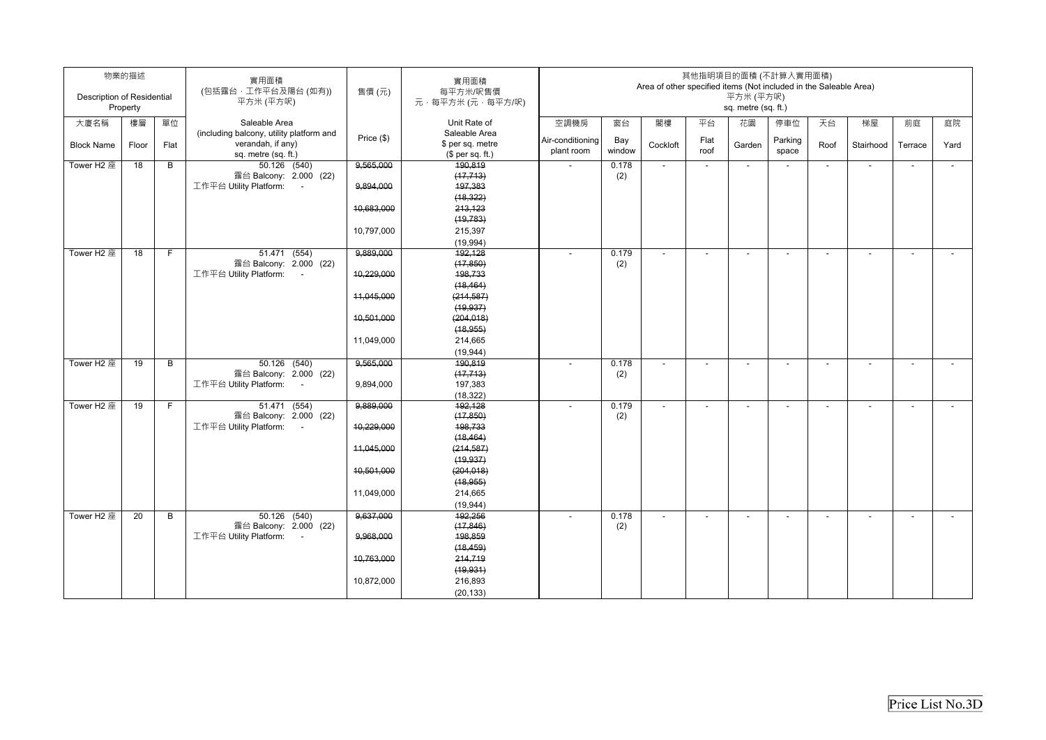| 物業的描述 Description of Residential Property | | | 實用面積 (包括露台，工作平台及陽台 (如有)) 平方米 (平方呎) | 售價 (元) | 實用面積 每平方米/呎售價 元，每平方米 (元，每平方/呎) | 其他指明項目的面積 (不計算入實用面積) Area of other specified items (Not included in the Saleable Area) 平方米 (平方呎) sq. metre (sq. ft.) | | | | | | | | | |
|---|---|---|---|---|---|---|---|---|---|---|---|---|---|---|---|
| 大廈名稱 Block Name | 樓層 Floor | 單位 Flat | Saleable Area (including balcony, utility platform and verandah, if any) sq. metre (sq. ft.) | Price ($) | Unit Rate of Saleable Area $ per sq. metre ($ per sq. ft.) | 空調機房 Air-conditioning plant room | 窗台 Bay window | 閣樓 Cockloft | 平台 Flat roof | 花園 Garden | 停車位 Parking space | 天台 Roof | 梯屋 Stairhood | 前庭 Terrace | 庭院 Yard |
| Tower H2 座 | 18 | B | 50.126 (540)<br>露台 Balcony: 2.000 (22)<br>工作平台 Utility Platform: - | ~~9,565,000~~<br>~~9,894,000~~<br>~~10,683,000~~<br>10,797,000 | ~~190,819~~<br>~~(17,713)~~<br>~~197,383~~<br>~~(18,322)~~<br>~~213,123~~<br>~~(19,783)~~<br>215,397<br>(19,994) | - | 0.178<br>(2) | - | - | - | - | - | - | - | - |
| Tower H2 座 | 18 | F | 51.471 (554)<br>露台 Balcony: 2.000 (22)<br>工作平台 Utility Platform: - | ~~9,889,000~~<br>~~10,229,000~~<br>~~11,045,000~~<br>~~10,501,000~~<br>11,049,000 | ~~192,128~~<br>~~(17,850)~~<br>~~198,733~~<br>~~(18,464)~~<br>~~(214,587)~~<br>~~(19,937)~~<br>~~(204,018)~~<br>~~(18,955)~~<br>214,665<br>(19,944) | - | 0.179<br>(2) | - | - | - | - | - | - | - | - |
| Tower H2 座 | 19 | B | 50.126 (540)<br>露台 Balcony: 2.000 (22)<br>工作平台 Utility Platform: - | ~~9,565,000~~<br>9,894,000 | ~~190,819~~<br>~~(17,713)~~<br>197,383<br>(18,322) | - | 0.178<br>(2) | - | - | - | - | - | - | - | - |
| Tower H2 座 | 19 | F | 51.471 (554)<br>露台 Balcony: 2.000 (22)<br>工作平台 Utility Platform: - | ~~9,889,000~~<br>~~10,229,000~~<br>~~11,045,000~~<br>~~10,501,000~~<br>11,049,000 | ~~192,128~~<br>~~(17,850)~~<br>~~198,733~~<br>~~(18,464)~~<br>~~(214,587)~~<br>~~(19,937)~~<br>~~(204,018)~~<br>~~(18,955)~~<br>214,665<br>(19,944) | - | 0.179<br>(2) | - | - | - | - | - | - | - | - |
| Tower H2 座 | 20 | B | 50.126 (540)<br>露台 Balcony: 2.000 (22)<br>工作平台 Utility Platform: - | ~~9,637,000~~<br>~~9,968,000~~<br>~~10,763,000~~<br>10,872,000 | ~~192,256~~<br>~~(17,846)~~<br>~~198,859~~<br>~~(18,459)~~<br>~~214,719~~<br>~~(19,931)~~<br>216,893<br>(20,133) | - | 0.178<br>(2) | - | - | - | - | - | - | - | - |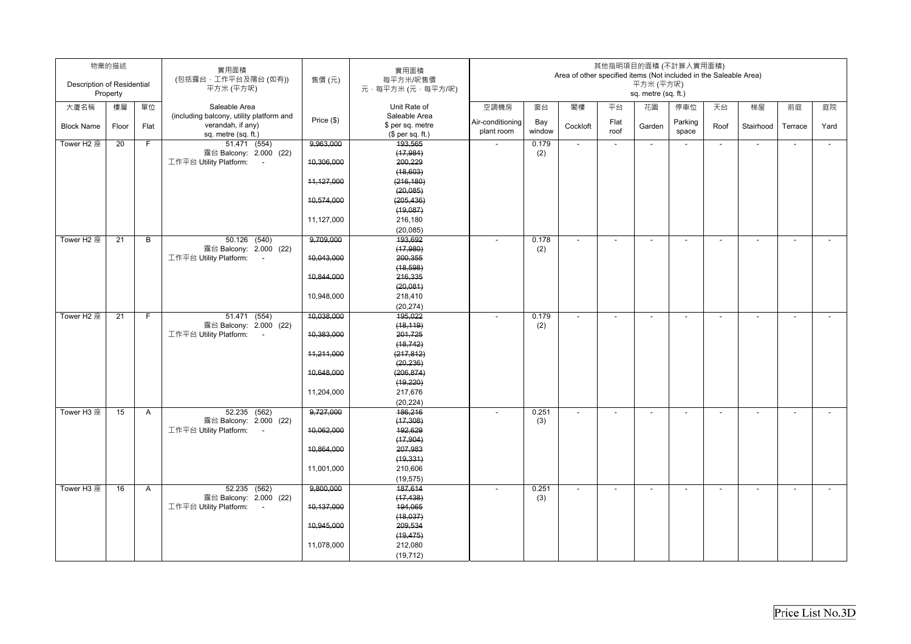| 物業的描述 Description of Residential Property | | | 實用面積 (包括露台，工作平台及陽台 (如有)) 平方米 (平方呎) | 售價 (元) | 實用面積 每平方米/呎售價 元，每平方米 (元，每平方/呎) | 其他指明項目的面積 (不計算入實用面積) Area of other specified items (Not included in the Saleable Area) 平方米 (平方呎) sq. metre (sq. ft.) | | | | | | | | | |
|---|---|---|---|---|---|---|---|---|---|---|---|---|---|---|---|
| 大廈名稱 Block Name | 樓層 Floor | 單位 Flat | Saleable Area (including balcony, utility platform and verandah, if any) sq. metre (sq. ft.) | Price ($) | Unit Rate of Saleable Area $ per sq. metre ($ per sq. ft.) | 空調機房 Air-conditioning plant room | 窗台 Bay window | 閣樓 Cockloft | 平台 Flat roof | 花園 Garden | 停車位 Parking space | 天台 Roof | 梯屋 Stairhood | 前庭 Terrace | 庭院 Yard |
| Tower H2 座 | 20 | F | 51.471 (554)<br>露台 Balcony: 2.000 (22)<br>工作平台 Utility Platform: - | ~~9,963,000~~<br>~~10,306,000~~<br>~~11,127,000~~<br>~~10,574,000~~<br>11,127,000 | ~~193,565~~<br>~~(17,984)~~<br>~~200,229~~<br>~~(18,603)~~<br>~~(216,180)~~<br>~~(20,085)~~<br>~~(205,436)~~<br>~~(19,087)~~<br>216,180<br>(20,085) | - | 0.179<br>(2) | - | - | - | - | - | - | - | - |
| Tower H2 座 | 21 | B | 50.126 (540)<br>露台 Balcony: 2.000 (22)<br>工作平台 Utility Platform: - | ~~9,709,000~~<br>~~10,043,000~~<br>~~10,844,000~~<br>10,948,000 | ~~193,692~~<br>~~(17,980)~~<br>~~200,355~~<br>~~(18,598)~~<br>~~216,335~~<br>~~(20,081)~~<br>218,410<br>(20,274) | - | 0.178<br>(2) | - | - | - | - | - | - | - | - |
| Tower H2 座 | 21 | F | 51.471 (554)<br>露台 Balcony: 2.000 (22)<br>工作平台 Utility Platform: - | ~~10,038,000~~<br>~~10,383,000~~<br>~~11,211,000~~<br>~~10,648,000~~<br>11,204,000 | ~~195,022~~<br>~~(18,119)~~<br>~~201,725~~<br>~~(18,742)~~<br>~~(217,812)~~<br>~~(20,236)~~<br>~~(206,874)~~<br>~~(19,220)~~<br>217,676<br>(20,224) | - | 0.179<br>(2) | - | - | - | - | - | - | - | - |
| Tower H3 座 | 15 | A | 52.235 (562)<br>露台 Balcony: 2.000 (22)<br>工作平台 Utility Platform: - | ~~9,727,000~~<br>~~10,062,000~~<br>~~10,864,000~~<br>11,001,000 | ~~186,216~~<br>~~(17,308)~~<br>~~192,629~~<br>~~(17,904)~~<br>~~207,983~~<br>~~(19,331)~~<br>210,606<br>(19,575) | - | 0.251<br>(3) | - | - | - | - | - | - | - | - |
| Tower H3 座 | 16 | A | 52.235 (562)<br>露台 Balcony: 2.000 (22)<br>工作平台 Utility Platform: - | ~~9,800,000~~<br>~~10,137,000~~<br>~~10,945,000~~<br>11,078,000 | ~~187,614~~<br>~~(17,438)~~<br>~~194,065~~<br>~~(18,037)~~<br>~~209,534~~<br>~~(19,475)~~<br>212,080<br>(19,712) | - | 0.251<br>(3) | - | - | - | - | - | - | - | - |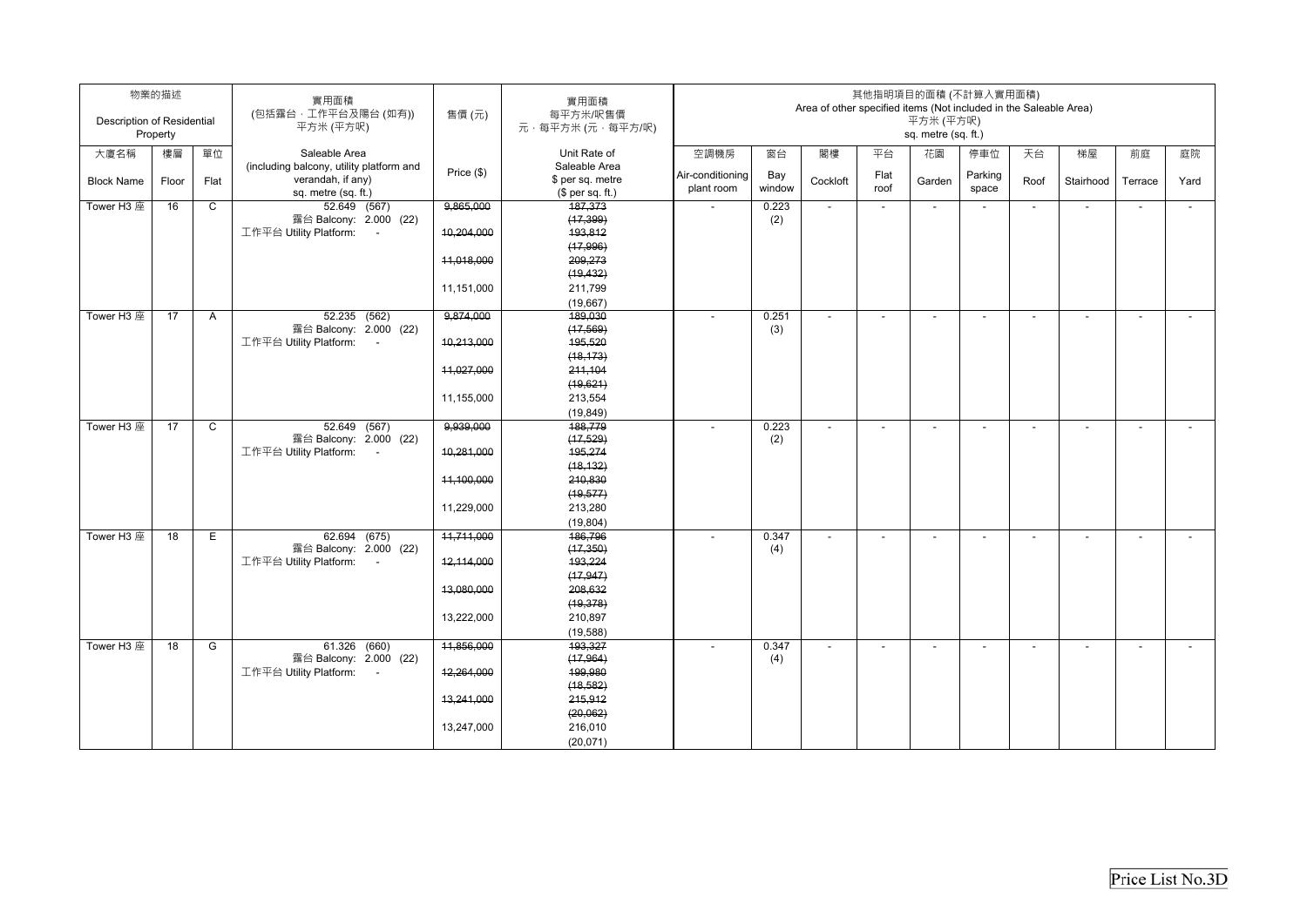| 物業的描述 Description of Residential Property | | | 實用面積 (包括露台．工作平台及陽台 (如有)) 平方米 (平方呎) | 售價 (元) | 實用面積 每平方米/呎售價 元，每平方米 (元，每平方/呎) | 其他指明項目的面積 (不計算入實用面積) Area of other specified items (Not included in the Saleable Area) 平方米 (平方呎) sq. metre (sq. ft.) | | | | | | | | | |
|---|---|---|---|---|---|---|---|---|---|---|---|---|---|---|---|
| 大廈名稱 Block Name | 樓層 Floor | 單位 Flat | Saleable Area (including balcony, utility platform and verandah, if any) sq. metre (sq. ft.) | Price ($) | Unit Rate of Saleable Area $ per sq. metre ($ per sq. ft.) | 空調機房 Air-conditioning plant room | 窗台 Bay window | 閣樓 Cockloft | 平台 Flat roof | 花園 Garden | 停車位 Parking space | 天台 Roof | 梯屋 Stairhood | 前庭 Terrace | 庭院 Yard |
| Tower H3 座 | 16 | C | 52.649 (567) 露台 Balcony: 2.000 (22) 工作平台 Utility Platform: - | ~~9,865,000~~ ~~10,204,000~~ ~~11,018,000~~ 11,151,000 | ~~187,373 (17,399)~~ ~~193,812 (17,996)~~ ~~209,273 (19,432)~~ 211,799 (19,667) | - | 0.223 (2) | - | - | - | - | - | - | - | - |
| Tower H3 座 | 17 | A | 52.235 (562) 露台 Balcony: 2.000 (22) 工作平台 Utility Platform: - | ~~9,874,000~~ ~~10,213,000~~ ~~11,027,000~~ 11,155,000 | ~~189,030 (17,569)~~ ~~195,520 (18,173)~~ ~~211,104 (19,621)~~ 213,554 (19,849) | - | 0.251 (3) | - | - | - | - | - | - | - | - |
| Tower H3 座 | 17 | C | 52.649 (567) 露台 Balcony: 2.000 (22) 工作平台 Utility Platform: - | ~~9,939,000~~ ~~10,281,000~~ ~~11,100,000~~ 11,229,000 | ~~188,779 (17,529)~~ ~~195,274 (18,132)~~ ~~210,830 (19,577)~~ 213,280 (19,804) | - | 0.223 (2) | - | - | - | - | - | - | - | - |
| Tower H3 座 | 18 | E | 62.694 (675) 露台 Balcony: 2.000 (22) 工作平台 Utility Platform: - | ~~11,711,000~~ ~~12,114,000~~ ~~13,080,000~~ 13,222,000 | ~~186,796 (17,350)~~ ~~193,224 (17,947)~~ ~~208,632 (19,378)~~ 210,897 (19,588) | - | 0.347 (4) | - | - | - | - | - | - | - | - |
| Tower H3 座 | 18 | G | 61.326 (660) 露台 Balcony: 2.000 (22) 工作平台 Utility Platform: - | ~~11,856,000~~ ~~12,264,000~~ ~~13,241,000~~ 13,247,000 | ~~193,327 (17,964)~~ ~~199,980 (18,582)~~ ~~215,912 (20,062)~~ 216,010 (20,071) | - | 0.347 (4) | - | - | - | - | - | - | - | - |

Price List No.3D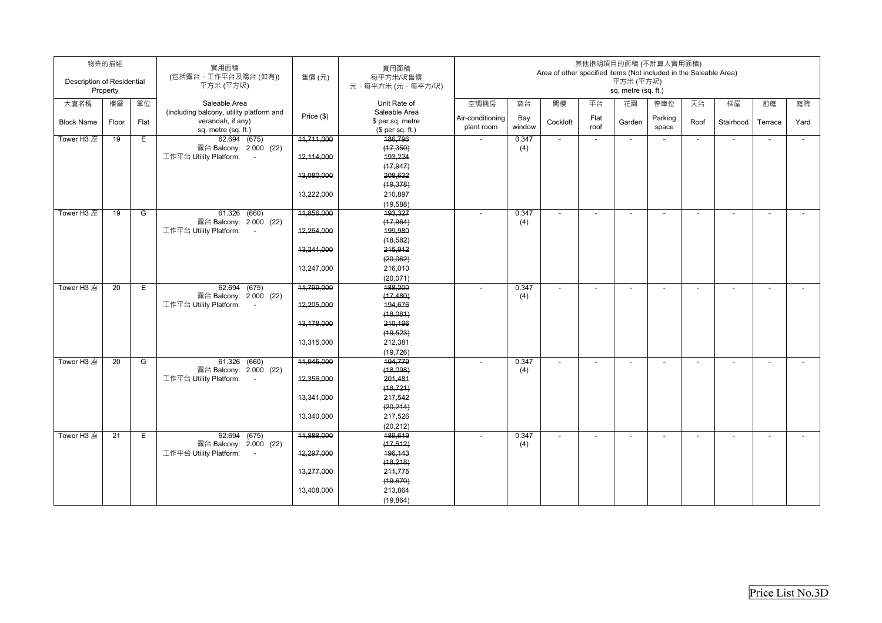| 物業的描述 Description of Residential Property | | | 實用面積 (包括露台，工作平台及陽台 (如有)) 平方米 (平方呎) | 售價 (元) | 實用面積 每平方米/呎售價 元，每平方米 (元，每平方/呎) | 其他指明項目的面積 (不計算入實用面積) Area of other specified items (Not included in the Saleable Area) 平方米 (平方呎) sq. metre (sq. ft.) | | | | | | | | | |
|---|---|---|---|---|---|---|---|---|---|---|---|---|---|---|---|
| 大廈名稱 Block Name | 樓層 Floor | 單位 Flat | Saleable Area (including balcony, utility platform and verandah, if any) sq. metre (sq. ft.) | Price ($) | Unit Rate of Saleable Area $ per sq. metre ($ per sq. ft.) | 空調機房 Air-conditioning plant room | 窗台 Bay window | 閣樓 Cockloft | 平台 Flat roof | 花園 Garden | 停車位 Parking space | 天台 Roof | 梯屋 Stairhood | 前庭 Terrace | 庭院 Yard |
| Tower H3 座 | 19 | E | 62.694 (675)<br>露台 Balcony: 2.000 (22)<br>工作平台 Utility Platform: - | ~~11,711,000~~<br>~~12,114,000~~<br>~~13,080,000~~<br>13,222,000 | ~~186,796~~<br>~~(17,350)~~<br>~~193,224~~<br>~~(17,947)~~<br>~~208,632~~<br>~~(19,378)~~<br>210,897<br>(19,588) | - | 0.347<br>(4) | - | - | - | - | - | - | - | - |
| Tower H3 座 | 19 | G | 61.326 (660)<br>露台 Balcony: 2.000 (22)<br>工作平台 Utility Platform: - | ~~11,856,000~~<br>~~12,264,000~~<br>~~13,241,000~~<br>13,247,000 | ~~193,327~~<br>~~(17,964)~~<br>~~199,980~~<br>~~(18,582)~~<br>~~215,912~~<br>~~(20,062)~~<br>216,010<br>(20,071) | - | 0.347<br>(4) | - | - | - | - | - | - | - | - |
| Tower H3 座 | 20 | E | 62.694 (675)<br>露台 Balcony: 2.000 (22)<br>工作平台 Utility Platform: - | ~~11,799,000~~<br>~~12,205,000~~<br>~~13,178,000~~<br>13,315,000 | ~~188,200~~<br>~~(17,480)~~<br>~~194,676~~<br>~~(18,081)~~<br>~~210,196~~<br>~~(19,523)~~<br>212,381<br>(19,726) | - | 0.347<br>(4) | - | - | - | - | - | - | - | - |
| Tower H3 座 | 20 | G | 61.326 (660)<br>露台 Balcony: 2.000 (22)<br>工作平台 Utility Platform: - | ~~11,945,000~~<br>~~12,356,000~~<br>~~13,341,000~~<br>13,340,000 | ~~194,779~~<br>~~(18,098)~~<br>~~201,481~~<br>~~(18,721)~~<br>~~217,542~~<br>~~(20,214)~~<br>217,526<br>(20,212) | - | 0.347<br>(4) | - | - | - | - | - | - | - | - |
| Tower H3 座 | 21 | E | 62.694 (675)<br>露台 Balcony: 2.000 (22)<br>工作平台 Utility Platform: - | ~~11,888,000~~<br>~~12,297,000~~<br>~~13,277,000~~<br>13,408,000 | ~~189,619~~<br>~~(17,612)~~<br>~~196,143~~<br>~~(18,218)~~<br>~~211,775~~<br>~~(19,670)~~<br>213,864<br>(19,864) | - | 0.347<br>(4) | - | - | - | - | - | - | - | - |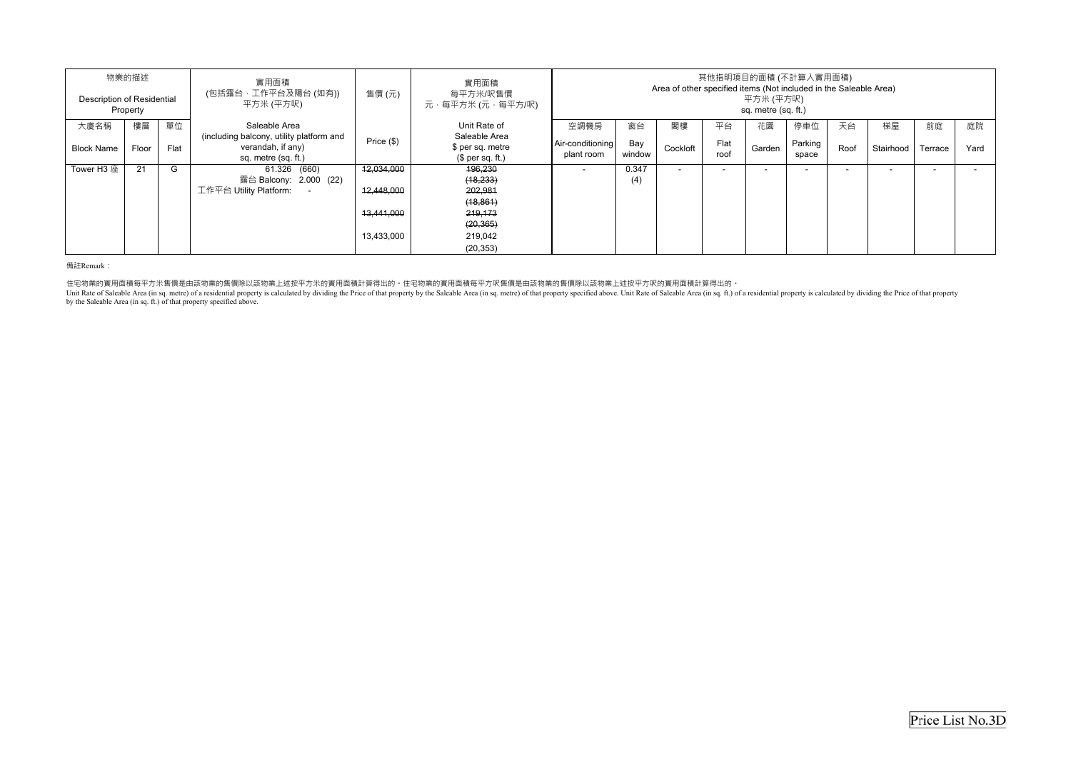| 物業的描述 Description of Residential Property | | | 實用面積 (包括露台，工作平台及陽台 (如有)) 平方米 (平方呎) | 售價 (元) | 實用面積 每平方米/呎售價 元，每平方米 (元，每平方/呎) | 其他指明項目的面積 (不計算入實用面積) Area of other specified items (Not included in the Saleable Area) 平方米 (平方呎) sq. metre (sq. ft.) | | | | | | | | | |
|---|---|---|---|---|---|---|---|---|---|---|---|---|---|---|---|
| 大廈名稱 Block Name | 樓層 Floor | 單位 Flat | Saleable Area (including balcony, utility platform and verandah, if any) sq. metre (sq. ft.) | Price ($) | Unit Rate of Saleable Area $ per sq. metre ($ per sq. ft.) | 空調機房 Air-conditioning plant room | 窗台 Bay window | 閣樓 Cockloft | 平台 Flat roof | 花園 Garden | 停車位 Parking space | 天台 Roof | 梯屋 Stairhood | 前庭 Terrace | 庭院 Yard |
| Tower H3 座 | 21 | G | 61.326 (660)<br>露台 Balcony: 2.000 (22)<br>工作平台 Utility Platform: - | ~~12,034,000~~<br>~~12,448,000~~<br>~~13,441,000~~<br>13,433,000 | ~~196,230~~<br>~~(18,233)~~<br>~~202,981~~<br>~~(18,861)~~<br>~~219,173~~<br>~~(20,365)~~<br>219,042<br>(20,353) | - | 0.347<br>(4) | - | - | - | - | - | - | - | - |

備註Remark：

住宅物業的實用面積每平方米售價是由該物業的售價除以該物業上述按平方米的實用面積計算得出的，住宅物業的實用面積每平方呎售價是由該物業的售價除以該物業上述按平方呎的實用面積計算得出的。

Unit Rate of Saleable Area (in sq. metre) of a residential property is calculated by dividing the Price of that property by the Saleable Area (in sq. metre) of that property specified above. Unit Rate of Saleable Area (in sq. ft.) of a residential property is calculated by dividing the Price of that property by the Saleable Area (in sq. ft.) of that property specified above.

Price List No.3D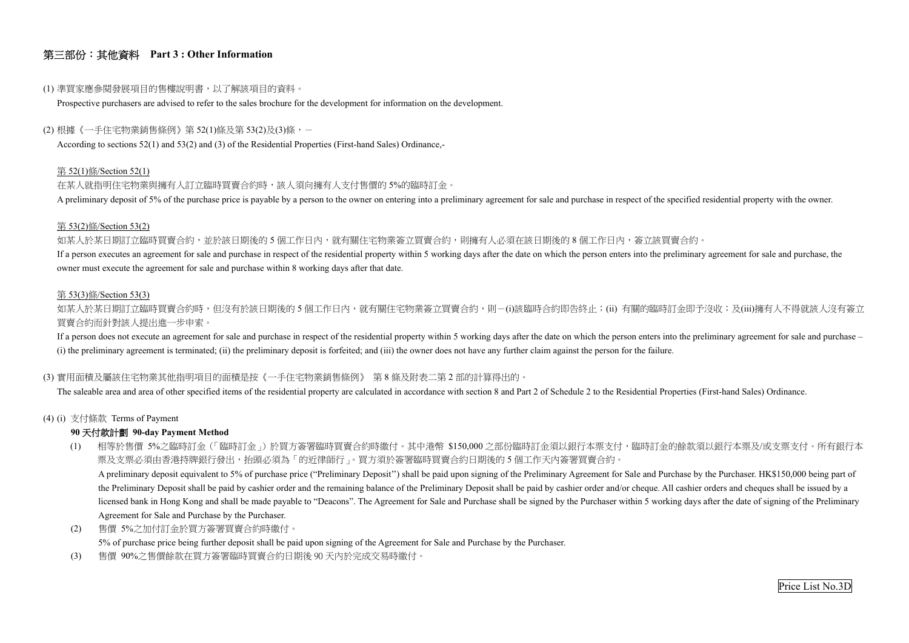## 第三部份：其他資料　Part 3 : Other Information

(1) 準買家應參閱發展項目的售樓說明書，以了解該項目的資料。

Prospective purchasers are advised to refer to the sales brochure for the development for information on the development.

(2) 根據《一手住宅物業銷售條例》第 52(1)條及第 53(2)及(3)條，－

According to sections 52(1) and 53(2) and (3) of the Residential Properties (First-hand Sales) Ordinance,-

第 52(1)條/Section 52(1)

在某人就指明住宅物業與擁有人訂立臨時買賣合約時，該人須向擁有人支付售價的 5%的臨時訂金。

A preliminary deposit of 5% of the purchase price is payable by a person to the owner on entering into a preliminary agreement for sale and purchase in respect of the specified residential property with the owner.

第 53(2)條/Section 53(2)

如某人於某日期訂立臨時買賣合約，並於該日期後的 5 個工作日內，就有關住宅物業簽立買賣合約，則擁有人必須在該日期後的 8 個工作日內，簽立該買賣合約。

If a person executes an agreement for sale and purchase in respect of the residential property within 5 working days after the date on which the person enters into the preliminary agreement for sale and purchase, the owner must execute the agreement for sale and purchase within 8 working days after that date.

第 53(3)條/Section 53(3)

如某人於某日期訂立臨時買賣合約時，但沒有於該日期後的 5 個工作日內，就有關住宅物業簽立買賣合約，則－(i)該臨時合約即告終止；(ii) 有關的臨時訂金即予沒收；及(iii)擁有人不得就該人沒有簽立買賣合約而針對該人提出進一步申索。

If a person does not execute an agreement for sale and purchase in respect of the residential property within 5 working days after the date on which the person enters into the preliminary agreement for sale and purchase – (i) the preliminary agreement is terminated; (ii) the preliminary deposit is forfeited; and (iii) the owner does not have any further claim against the person for the failure.

(3) 實用面積及屬該住宅物業其他指明項目的面積是按《一手住宅物業銷售條例》 第 8 條及附表二第 2 部的計算得出的。

The saleable area and area of other specified items of the residential property are calculated in accordance with section 8 and Part 2 of Schedule 2 to the Residential Properties (First-hand Sales) Ordinance.

(4) (i) 支付條款 Terms of Payment

**90 天付款計劃 90-day Payment Method**

(1) 相等於售價 5%之臨時訂金（「臨時訂金」）於買方簽署臨時買賣合約時繳付。其中港幣 $150,000 之部份臨時訂金須以銀行本票支付，臨時訂金的餘款須以銀行本票及/或支票支付。所有銀行本票及支票必須由香港持牌銀行發出，抬頭必須為「的近律師行」。買方須於簽署臨時買賣合約日期後的 5 個工作天內簽署買賣合約。

A preliminary deposit equivalent to 5% of purchase price ("Preliminary Deposit") shall be paid upon signing of the Preliminary Agreement for Sale and Purchase by the Purchaser. HK$150,000 being part of the Preliminary Deposit shall be paid by cashier order and the remaining balance of the Preliminary Deposit shall be paid by cashier order and/or cheque. All cashier orders and cheques shall be issued by a licensed bank in Hong Kong and shall be made payable to "Deacons". The Agreement for Sale and Purchase shall be signed by the Purchaser within 5 working days after the date of signing of the Preliminary Agreement for Sale and Purchase by the Purchaser.

(2) 售價 5%之加付訂金於買方簽署買賣合約時繳付。

5% of purchase price being further deposit shall be paid upon signing of the Agreement for Sale and Purchase by the Purchaser.

(3) 售價 90%之售價餘款在買方簽署臨時買賣合約日期後 90 天內於完成交易時繳付。

Price List No.3D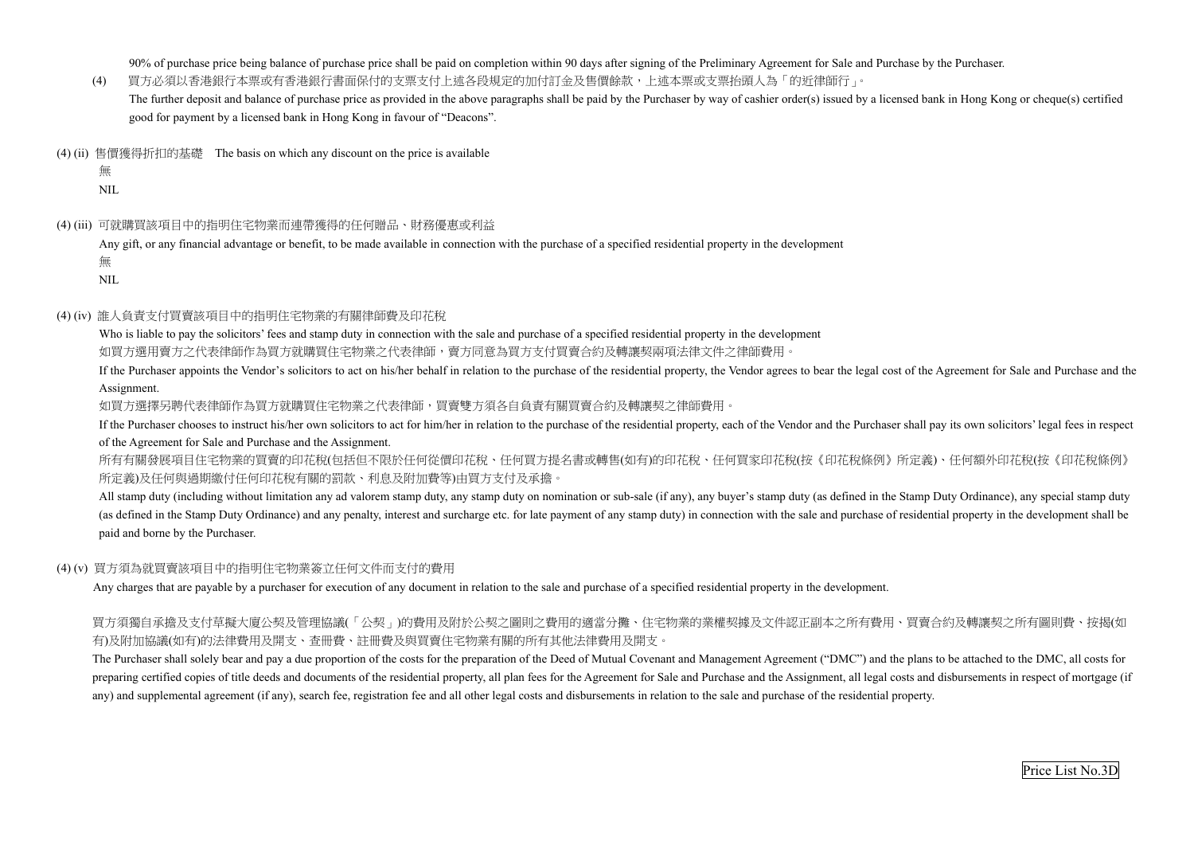90% of purchase price being balance of purchase price shall be paid on completion within 90 days after signing of the Preliminary Agreement for Sale and Purchase by the Purchaser.

(4) 買方必須以香港銀行本票或有香港銀行書面保付的支票支付上述各段規定的加付訂金及售價餘款，上述本票或支票抬頭人為「的近律師行」。

The further deposit and balance of purchase price as provided in the above paragraphs shall be paid by the Purchaser by way of cashier order(s) issued by a licensed bank in Hong Kong or cheque(s) certified good for payment by a licensed bank in Hong Kong in favour of "Deacons".

(4) (ii) 售價獲得折扣的基礎 The basis on which any discount on the price is available

無

NIL

(4) (iii) 可就購買該項目中的指明住宅物業而連帶獲得的任何贈品、財務優惠或利益

Any gift, or any financial advantage or benefit, to be made available in connection with the purchase of a specified residential property in the development

無

NIL

(4) (iv) 誰人負責支付買賣該項目中的指明住宅物業的有關律師費及印花稅

Who is liable to pay the solicitors' fees and stamp duty in connection with the sale and purchase of a specified residential property in the development

如買方選用賣方之代表律師作為買方就購買住宅物業之代表律師，賣方同意為買方支付買賣合約及轉讓契兩項法律文件之律師費用。

If the Purchaser appoints the Vendor's solicitors to act on his/her behalf in relation to the purchase of the residential property, the Vendor agrees to bear the legal cost of the Agreement for Sale and Purchase and the Assignment.

如買方選擇另聘代表律師作為買方就購買住宅物業之代表律師，買賣雙方須各自負責有關買賣合約及轉讓契之律師費用。

If the Purchaser chooses to instruct his/her own solicitors to act for him/her in relation to the purchase of the residential property, each of the Vendor and the Purchaser shall pay its own solicitors' legal fees in respect of the Agreement for Sale and Purchase and the Assignment.

所有有關發展項目住宅物業的買賣的印花稅(包括但不限於任何從價印花稅、任何買方提名書或轉售(如有)的印花稅、任何買家印花稅(按《印花稅條例》所定義)、任何額外印花稅(按《印花稅條例》所定義)及任何與過期繳付任何印花稅有關的罰款、利息及附加費等)由買方支付及承擔。

All stamp duty (including without limitation any ad valorem stamp duty, any stamp duty on nomination or sub-sale (if any), any buyer's stamp duty (as defined in the Stamp Duty Ordinance), any special stamp duty (as defined in the Stamp Duty Ordinance) and any penalty, interest and surcharge etc. for late payment of any stamp duty) in connection with the sale and purchase of residential property in the development shall be paid and borne by the Purchaser.

(4) (v) 買方須為就買賣該項目中的指明住宅物業簽立任何文件而支付的費用

Any charges that are payable by a purchaser for execution of any document in relation to the sale and purchase of a specified residential property in the development.

買方須獨自承擔及支付草擬大廈公契及管理協議(「公契」)的費用及附於公契之圖則之費用的適當分攤、住宅物業的業權契據及文件認正副本之所有費用、買賣合約及轉讓契之所有圖則費、按揭(如有)及附加協議(如有)的法律費用及開支、查冊費、註冊費及與買賣住宅物業有關的所有其他法律費用及開支。

The Purchaser shall solely bear and pay a due proportion of the costs for the preparation of the Deed of Mutual Covenant and Management Agreement ("DMC") and the plans to be attached to the DMC, all costs for preparing certified copies of title deeds and documents of the residential property, all plan fees for the Agreement for Sale and Purchase and the Assignment, all legal costs and disbursements in respect of mortgage (if any) and supplemental agreement (if any), search fee, registration fee and all other legal costs and disbursements in relation to the sale and purchase of the residential property.

Price List No.3D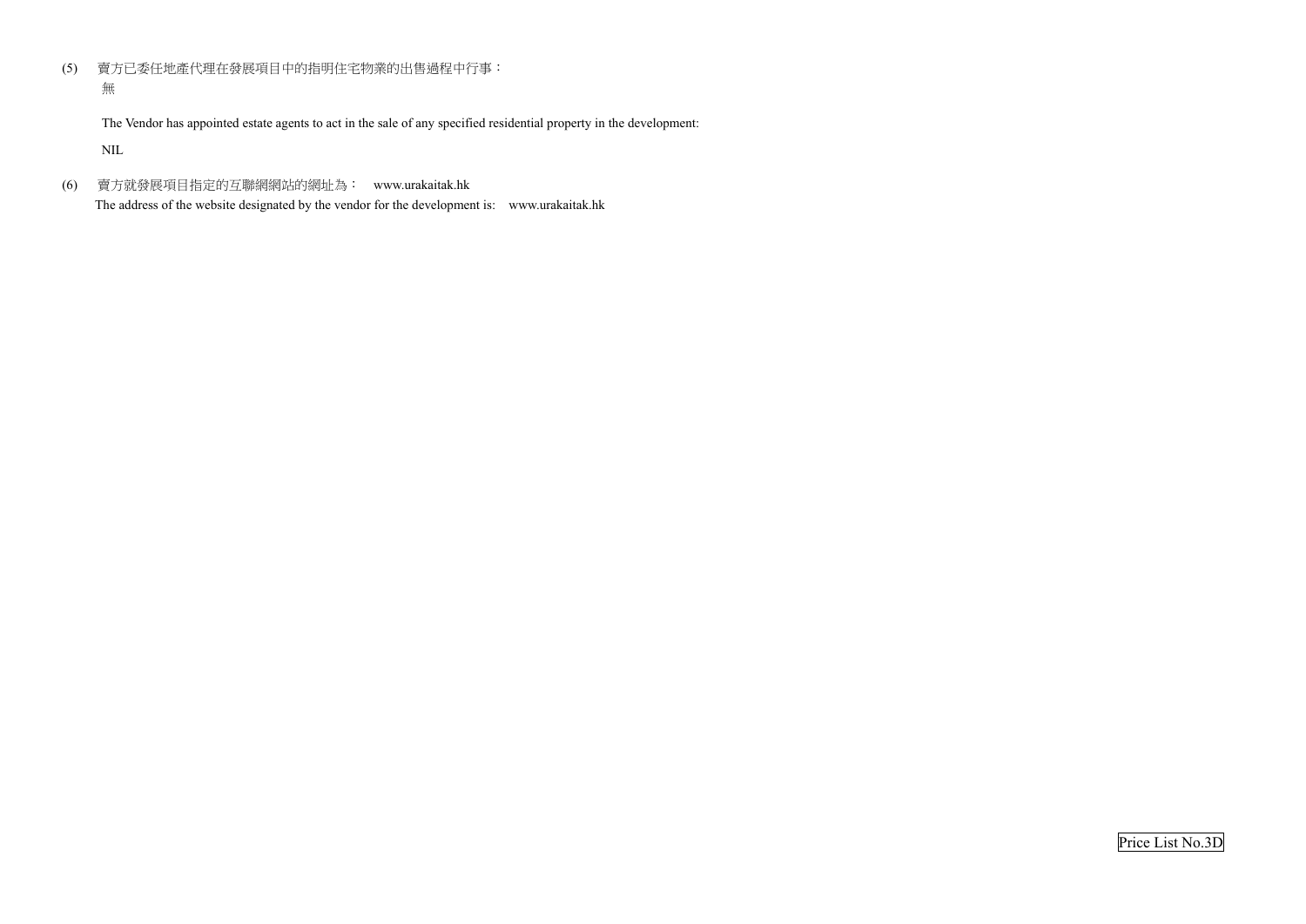(5) 賣方已委任地產代理在發展項目中的指明住宅物業的出售過程中行事：

無

The Vendor has appointed estate agents to act in the sale of any specified residential property in the development:

NIL

(6) 賣方就發展項目指定的互聯網網站的網址為： www.urakaitak.hk

The address of the website designated by the vendor for the development is: www.urakaitak.hk

Price List No.3D